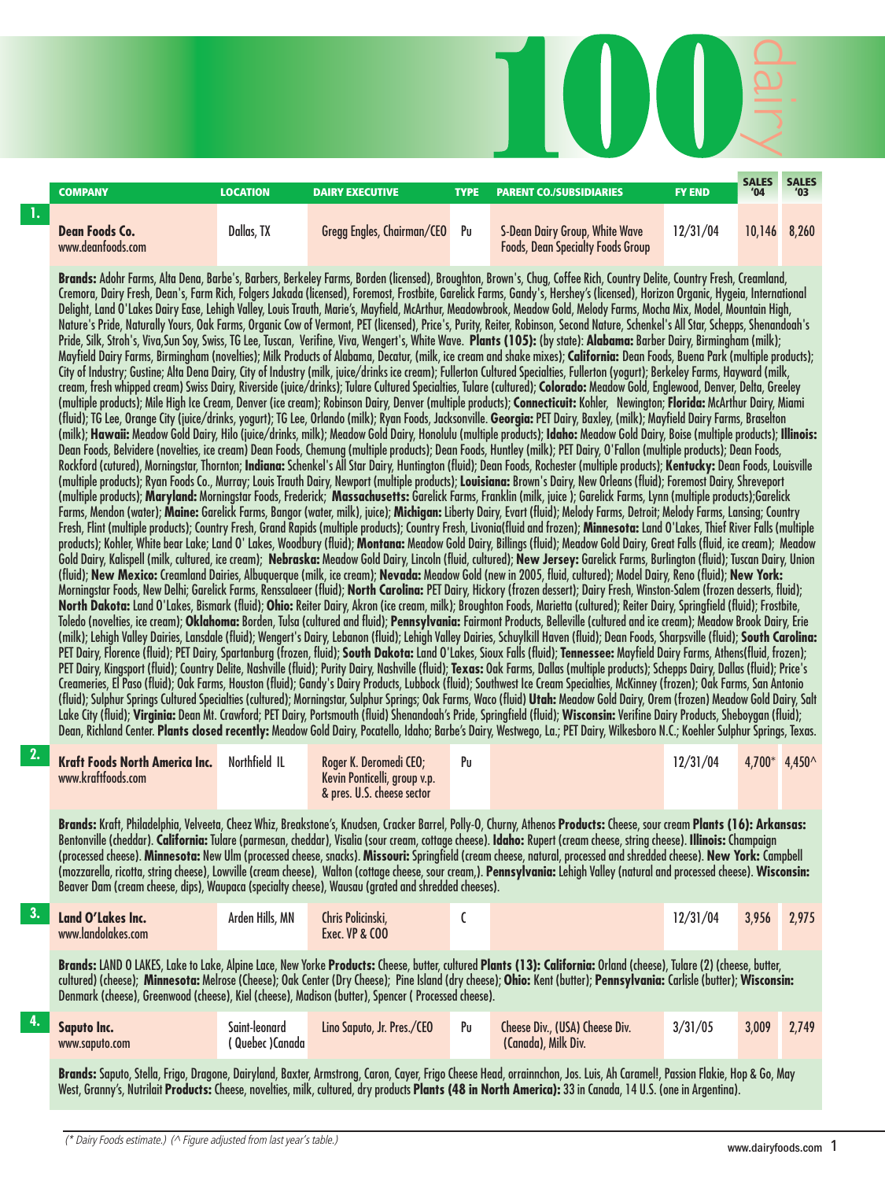# 100 dairy

| | COMPANY | LOCATION | DAIRY EXECUTIVE | TYPE | PARENT CO./SUBSIDIARIES | FY END | SALES '04 | SALES '03 |
|---|---|---|---|---|---|---|---|---|
| 1. | **Dean Foods Co.** www.deanfoods.com | Dallas, TX | Gregg Engles, Chairman/CEO | Pu | S-Dean Dairy Group, White Wave Foods, Dean Specialty Foods Group | 12/31/04 | 10,146 | 8,260 |

**Brands:** Adohr Farms, Alta Dena, Barbe's, Barbers, Berkeley Farms, Borden (licensed), Broughton, Brown's, Chug, Coffee Rich, Country Delite, Country Fresh, Creamland, Cremora, Dairy Fresh, Dean's, Farm Rich, Folgers Jakada (licensed), Foremost, Frostbite, Garelick Farms, Gandy's, Hershey's (licensed), Horizon Organic, Hygeia, International Delight, Land O'Lakes Dairy Ease, Lehigh Valley, Louis Trauth, Marie's, Mayfield, McArthur, Meadowbrook, Meadow Gold, Melody Farms, Mocha Mix, Model, Mountain High, Nature's Pride, Naturally Yours, Oak Farms, Organic Cow of Vermont, PET (licensed), Price's, Purity, Reiter, Robinson, Second Nature, Schenkel's All Star, Schepps, Shenandoah's Pride, Silk, Stroh's, Viva,Sun Soy, Swiss, TG Lee, Tuscan, Verifine, Viva, Wengert's, White Wave. **Plants (105):** (by state): **Alabama:** Barber Dairy, Birmingham (milk); Mayfield Dairy Farms, Birmingham (novelties); Milk Products of Alabama, Decatur, (milk, ice cream and shake mixes); **California:** Dean Foods, Buena Park (multiple products); City of Industry; Gustine; Alta Dena Dairy, City of Industry (milk, juice/drinks ice cream); Fullerton Cultured Specialties, Fullerton (yogurt); Berkeley Farms, Hayward (milk, cream, fresh whipped cream) Swiss Dairy, Riverside (juice/drinks); Tulare Cultured Specialties, Tulare (cultured); **Colorado:** Meadow Gold, Englewood, Denver, Delta, Greeley (multiple products); Mile High Ice Cream, Denver (ice cream); Robinson Dairy, Denver (multiple products); **Connecticuit:** Kohler, Newington; **Florida:** McArthur Dairy, Miami (fluid); TG Lee, Orange City (juice/drinks, yogurt); TG Lee, Orlando (milk); Ryan Foods, Jacksonville. **Georgia:** PET Dairy, Baxley, (milk); Mayfield Dairy Farms, Braselton (milk); **Hawaii:** Meadow Gold Dairy, Hilo (juice/drinks, milk); Meadow Gold Dairy, Honolulu (multiple products); **Idaho:** Meadow Gold Dairy, Boise (multiple products); **Illinois:** Dean Foods, Belvidere (novelties, ice cream) Dean Foods, Chemung (multiple products); Dean Foods, Huntley (milk); PET Dairy, O'Fallon (multiple products); Dean Foods, Rockford (cutured), Morningstar, Thornton; **Indiana:** Schenkel's All Star Dairy, Huntington (fluid); Dean Foods, Rochester (multiple products); **Kentucky:** Dean Foods, Louisville (multiple products); Ryan Foods Co., Murray; Louis Trauth Dairy, Newport (multiple products); **Louisiana:** Brown's Dairy, New Orleans (fluid); Foremost Dairy, Shreveport (multiple products); **Maryland:** Morningstar Foods, Frederick; **Massachusetts:** Garelick Farms, Franklin (milk, juice ); Garelick Farms, Lynn (multiple products);Garelick Farms, Mendon (water); **Maine:** Garelick Farms, Bangor (water, milk), juice); **Michigan:** Liberty Dairy, Evart (fluid); Melody Farms, Detroit; Melody Farms, Lansing; Country Fresh, Flint (multiple products); Country Fresh, Grand Rapids (multiple products); Country Fresh, Livonia(fluid and frozen); **Minnesota:** Land O'Lakes, Thief River Falls (multiple products); Kohler, White bear Lake; Land O' Lakes, Woodbury (fluid); **Montana:** Meadow Gold Dairy, Billings (fluid); Meadow Gold Dairy, Great Falls (fluid, ice cream); Meadow Gold Dairy, Kalispell (milk, cultured, ice cream); **Nebraska:** Meadow Gold Dairy, Lincoln (fluid, cultured); **New Jersey:** Garelick Farms, Burlington (fluid); Tuscan Dairy, Union (fluid); **New Mexico:** Creamland Dairies, Albuquerque (milk, ice cream); **Nevada:** Meadow Gold (new in 2005, fluid, cultured); Model Dairy, Reno (fluid); **New York:** Morningstar Foods, New Delhi; Garelick Farms, Renssalaeer (fluid); **North Carolina:** PET Dairy, Hickory (frozen dessert); Dairy Fresh, Winston-Salem (frozen desserts, fluid); **North Dakota:** Land O'Lakes, Bismark (fluid); **Ohio:** Reiter Dairy, Akron (ice cream, milk); Broughton Foods, Marietta (cultured); Reiter Dairy, Springfield (fluid); Frostbite, Toledo (novelties, ice cream); **Oklahoma:** Borden, Tulsa (cultured and fluid); **Pennsylvania:** Fairmont Products, Belleville (cultured and ice cream); Meadow Brook Dairy, Erie (milk); Lehigh Valley Dairies, Lansdale (fluid); Wengert's Dairy, Lebanon (fluid); Lehigh Valley Dairies, Schuylkill Haven (fluid); Dean Foods, Sharpsville (fluid); **South Carolina:** PET Dairy, Florence (fluid); PET Dairy, Spartanburg (frozen, fluid); **South Dakota:** Land O'Lakes, Sioux Falls (fluid); **Tennessee:** Mayfield Dairy Farms, Athens(fluid, frozen); PET Dairy, Kingsport (fluid); Country Delite, Nashville (fluid); Purity Dairy, Nashville (fluid); **Texas:** Oak Farms, Dallas (multiple products); Schepps Dairy, Dallas (fluid); Price's Creameries, El Paso (fluid); Oak Farms, Houston (fluid); Gandy's Dairy Products, Lubbock (fluid); Southwest Ice Cream Specialties, McKinney (frozen); Oak Farms, San Antonio (fluid); Sulphur Springs Cultured Specialties (cultured); Morningstar, Sulphur Springs; Oak Farms, Waco (fluid) **Utah:** Meadow Gold Dairy, Orem (frozen) Meadow Gold Dairy, Salt Lake City (fluid); **Virginia:** Dean Mt. Crawford; PET Dairy, Portsmouth (fluid) Shenandoah's Pride, Springfield (fluid); **Wisconsin:** Verifine Dairy Products, Sheboygan (fluid); Dean, Richland Center. **Plants closed recently:** Meadow Gold Dairy, Pocatello, Idaho; Barbe's Dairy, Westwego, La.; PET Dairy, Wilkesboro N.C.; Koehler Sulphur Springs, Texas.

| | COMPANY | LOCATION | DAIRY EXECUTIVE | TYPE | PARENT CO./SUBSIDIARIES | FY END | SALES '04 | SALES '03 |
|---|---|---|---|---|---|---|---|---|
| 2. | **Kraft Foods North America Inc.** www.kraftfoods.com | Northfield IL | Roger K. Deromedi CEO; Kevin Ponticelli, group v.p. & pres. U.S. cheese sector | Pu | | 12/31/04 | 4,700* | 4,450^ |

**Brands:** Kraft, Philadelphia, Velveeta, Cheez Whiz, Breakstone's, Knudsen, Cracker Barrel, Polly-O, Churny, Athenos **Products:** Cheese, sour cream **Plants (16): Arkansas:** Bentonville (cheddar). **California:** Tulare (parmesan, cheddar), Visalia (sour cream, cottage cheese). **Idaho:** Rupert (cream cheese, string cheese). **Illinois:** Champaign (processed cheese). **Minnesota:** New Ulm (processed cheese, snacks). **Missouri:** Springfield (cream cheese, natural, processed and shredded cheese). **New York:** Campbell (mozzarella, ricotta, string cheese), Lowville (cream cheese), Walton (cottage cheese, sour cream,). **Pennsylvania:** Lehigh Valley (natural and processed cheese). **Wisconsin:** Beaver Dam (cream cheese, dips), Waupaca (specialty cheese), Wausau (grated and shredded cheeses).

| | COMPANY | LOCATION | DAIRY EXECUTIVE | TYPE | PARENT CO./SUBSIDIARIES | FY END | SALES '04 | SALES '03 |
|---|---|---|---|---|---|---|---|---|
| 3. | **Land O'Lakes Inc.** www.landolakes.com | Arden Hills, MN | Chris Policinski, Exec. VP & COO | C | | 12/31/04 | 3,956 | 2,975 |

**Brands:** LAND O LAKES, Lake to Lake, Alpine Lace, New Yorke **Products:** Cheese, butter, cultured **Plants (13): California:** Orland (cheese), Tulare (2) (cheese, butter, cultured) (cheese); **Minnesota:** Melrose (Cheese); Oak Center (Dry Cheese); Pine Island (dry cheese); **Ohio:** Kent (butter); **Pennsylvania:** Carlisle (butter); **Wisconsin:** Denmark (cheese), Greenwood (cheese), Kiel (cheese), Madison (butter), Spencer ( Processed cheese).

| | COMPANY | LOCATION | DAIRY EXECUTIVE | TYPE | PARENT CO./SUBSIDIARIES | FY END | SALES '04 | SALES '03 |
|---|---|---|---|---|---|---|---|---|
| 4. | **Saputo Inc.** www.saputo.com | Saint-leonard ( Quebec )Canada | Lino Saputo, Jr. Pres./CEO | Pu | Cheese Div., (USA) Cheese Div. (Canada), Milk Div. | 3/31/05 | 3,009 | 2,749 |

**Brands:** Saputo, Stella, Frigo, Dragone, Dairyland, Baxter, Armstrong, Caron, Cayer, Frigo Cheese Head, orrainnchon, Jos. Luis, Ah Caramel!, Passion Flakie, Hop & Go, May West, Granny's, Nutrilait **Products:** Cheese, novelties, milk, cultured, dry products **Plants (48 in North America):** 33 in Canada, 14 U.S. (one in Argentina).

*(\* Dairy Foods estimate.) (^ Figure adjusted from last year's table.)*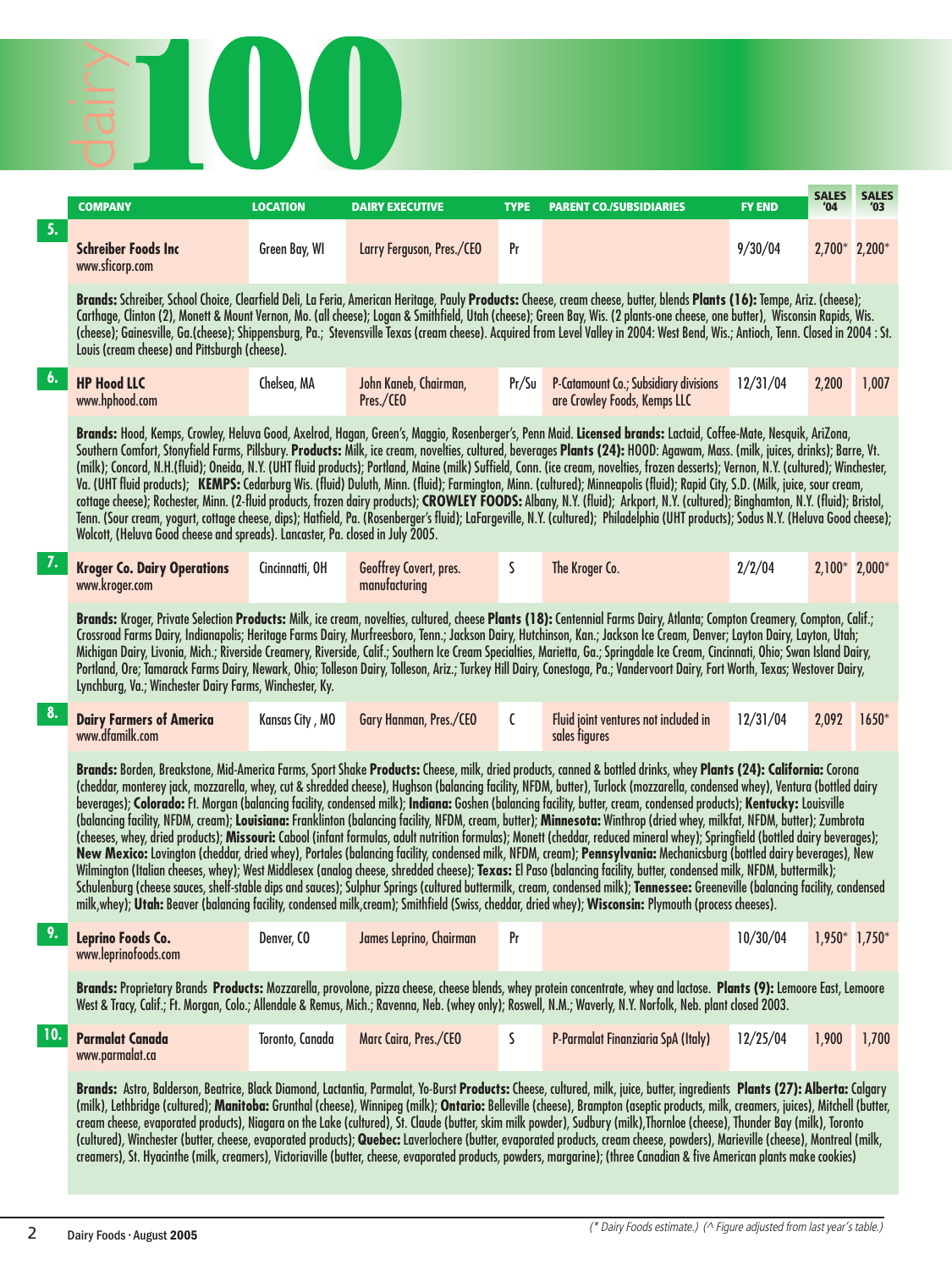# dairy 100

| | COMPANY | LOCATION | DAIRY EXECUTIVE | TYPE | PARENT CO./SUBSIDIARIES | FY END | SALES '04 | SALES '03 |
|---|---|---|---|---|---|---|---|---|
| 5. | **Schreiber Foods Inc** www.sficorp.com | Green Bay, WI | Larry Ferguson, Pres./CEO | Pr | | 9/30/04 | 2,700* | 2,200* |

**Brands:** Schreiber, School Choice, Clearfield Deli, La Feria, American Heritage, Pauly **Products:** Cheese, cream cheese, butter, blends **Plants (16):** Tempe, Ariz. (cheese); Carthage, Clinton (2), Monett & Mount Vernon, Mo. (all cheese); Logan & Smithfield, Utah (cheese); Green Bay, Wis. (2 plants-one cheese, one butter), Wisconsin Rapids, Wis. (cheese); Gainesville, Ga.(cheese); Shippensburg, Pa.; Stevensville Texas (cream cheese). Acquired from Level Valley in 2004: West Bend, Wis.; Antioch, Tenn. Closed in 2004 : St. Louis (cream cheese) and Pittsburgh (cheese).

| | COMPANY | LOCATION | DAIRY EXECUTIVE | TYPE | PARENT CO./SUBSIDIARIES | FY END | SALES '04 | SALES '03 |
|---|---|---|---|---|---|---|---|---|
| 6. | **HP Hood LLC** www.hphood.com | Chelsea, MA | John Kaneb, Chairman, Pres./CEO | Pr/Su | P-Catamount Co.; Subsidiary divisions are Crowley Foods, Kemps LLC | 12/31/04 | 2,200 | 1,007 |

**Brands:** Hood, Kemps, Crowley, Heluva Good, Axelrod, Hagan, Green's, Maggio, Rosenberger's, Penn Maid. **Licensed brands:** Lactaid, Coffee-Mate, Nesquik, AriZona, Southern Comfort, Stonyfield Farms, Pillsbury. **Products:** Milk, ice cream, novelties, cultured, beverages **Plants (24):** HOOD: Agawam, Mass. (milk, juices, drinks); Barre, Vt. (milk); Concord, N.H.(fluid); Oneida, N.Y. (UHT fluid products); Portland, Maine (milk) Suffield, Conn. (ice cream, novelties, frozen desserts); Vernon, N.Y. (cultured); Winchester, Va. (UHT fluid products); **KEMPS:** Cedarburg Wis. (fluid) Duluth, Minn. (fluid); Farmington, Minn. (cultured); Minneapolis (fluid); Rapid City, S.D. (Milk, juice, sour cream, cottage cheese); Rochester, Minn. (2-fluid products, frozen dairy products); **CROWLEY FOODS:** Albany, N.Y. (fluid); Arkport, N.Y. (cultured); Binghamton, N.Y. (fluid); Bristol, Tenn. (Sour cream, yogurt, cottage cheese, dips); Hatfield, Pa. (Rosenberger's fluid); LaFargeville, N.Y. (cultured); Philadelphia (UHT products); Sodus N.Y. (Heluva Good cheese); Wolcott, (Heluva Good cheese and spreads). Lancaster, Pa. closed in July 2005.

| | COMPANY | LOCATION | DAIRY EXECUTIVE | TYPE | PARENT CO./SUBSIDIARIES | FY END | SALES '04 | SALES '03 |
|---|---|---|---|---|---|---|---|---|
| 7. | **Kroger Co. Dairy Operations** www.kroger.com | Cincinnatti, OH | Geoffrey Covert, pres. manufacturing | S | The Kroger Co. | 2/2/04 | 2,100* | 2,000* |

**Brands:** Kroger, Private Selection **Products:** Milk, ice cream, novelties, cultured, cheese **Plants (18):** Centennial Farms Dairy, Atlanta; Compton Creamery, Compton, Calif.; Crossroad Farms Dairy, Indianapolis; Heritage Farms Dairy, Murfreesboro, Tenn.; Jackson Dairy, Hutchinson, Kan.; Jackson Ice Cream, Denver; Layton Dairy, Layton, Utah; Michigan Dairy, Livonia, Mich.; Riverside Creamery, Riverside, Calif.; Southern Ice Cream Specialties, Marietta, Ga.; Springdale Ice Cream, Cincinnati, Ohio; Swan Island Dairy, Portland, Ore; Tamarack Farms Dairy, Newark, Ohio; Tolleson Dairy, Tolleson, Ariz.; Turkey Hill Dairy, Conestoga, Pa.; Vandervoort Dairy, Fort Worth, Texas; Westover Dairy, Lynchburg, Va.; Winchester Dairy Farms, Winchester, Ky.

| | COMPANY | LOCATION | DAIRY EXECUTIVE | TYPE | PARENT CO./SUBSIDIARIES | FY END | SALES '04 | SALES '03 |
|---|---|---|---|---|---|---|---|---|
| 8. | **Dairy Farmers of America** www.dfamilk.com | Kansas City , MO | Gary Hanman, Pres./CEO | C | Fluid joint ventures not included in sales figures | 12/31/04 | 2,092 | 1650* |

**Brands:** Borden, Breakstone, Mid-America Farms, Sport Shake **Products:** Cheese, milk, dried products, canned & bottled drinks, whey **Plants (24): California:** Corona (cheddar, monterey jack, mozzarella, whey, cut & shredded cheese), Hughson (balancing facility, NFDM, butter), Turlock (mozzarella, condensed whey), Ventura (bottled dairy beverages); **Colorado:** Ft. Morgan (balancing facility, condensed milk); **Indiana:** Goshen (balancing facility, butter, cream, condensed products); **Kentucky:** Louisville (balancing facility, NFDM, cream); **Louisiana:** Franklinton (balancing facility, NFDM, cream, butter); **Minnesota:** Winthrop (dried whey, milkfat, NFDM, butter); Zumbrota (cheeses, whey, dried products); **Missouri:** Cabool (infant formulas, adult nutrition formulas); Monett (cheddar, reduced mineral whey); Springfield (bottled dairy beverages); **New Mexico:** Lovington (cheddar, dried whey), Portales (balancing facility, condensed milk, NFDM, cream); **Pennsylvania:** Mechanicsburg (bottled dairy beverages), New Wilmington (Italian cheeses, whey); West Middlesex (analog cheese, shredded cheese); **Texas:** El Paso (balancing facility, butter, condensed milk, NFDM, buttermilk); Schulenburg (cheese sauces, shelf-stable dips and sauces); Sulphur Springs (cultured buttermilk, cream, condensed milk); **Tennessee:** Greeneville (balancing facility, condensed milk,whey); **Utah:** Beaver (balancing facility, condensed milk,cream); Smithfield (Swiss, cheddar, dried whey); **Wisconsin:** Plymouth (process cheeses).

| | COMPANY | LOCATION | DAIRY EXECUTIVE | TYPE | PARENT CO./SUBSIDIARIES | FY END | SALES '04 | SALES '03 |
|---|---|---|---|---|---|---|---|---|
| 9. | **Leprino Foods Co.** www.leprinofoods.com | Denver, CO | James Leprino, Chairman | Pr | | 10/30/04 | 1,950* | 1,750* |

**Brands:** Proprietary Brands **Products:** Mozzarella, provolone, pizza cheese, cheese blends, whey protein concentrate, whey and lactose. **Plants (9):** Lemoore East, Lemoore West & Tracy, Calif.; Ft. Morgan, Colo.; Allendale & Remus, Mich.; Ravenna, Neb. (whey only); Roswell, N.M.; Waverly, N.Y. Norfolk, Neb. plant closed 2003.

| | COMPANY | LOCATION | DAIRY EXECUTIVE | TYPE | PARENT CO./SUBSIDIARIES | FY END | SALES '04 | SALES '03 |
|---|---|---|---|---|---|---|---|---|
| 10. | **Parmalat Canada** www.parmalat.ca | Toronto, Canada | Marc Caira, Pres./CEO | S | P-Parmalat Finanziaria SpA (Italy) | 12/25/04 | 1,900 | 1,700 |

**Brands:** Astro, Balderson, Beatrice, Black Diamond, Lactantia, Parmalat, Yo-Burst **Products:** Cheese, cultured, milk, juice, butter, ingredients **Plants (27): Alberta:** Calgary (milk), Lethbridge (cultured); **Manitoba:** Grunthal (cheese), Winnipeg (milk); **Ontario:** Belleville (cheese), Brampton (aseptic products, milk, creamers, juices), Mitchell (butter, cream cheese, evaporated products), Niagara on the Lake (cultured), St. Claude (butter, skim milk powder), Sudbury (milk),Thornloe (cheese), Thunder Bay (milk), Toronto (cultured), Winchester (butter, cheese, evaporated products); **Quebec:** Laverlochere (butter, evaporated products, cream cheese, powders), Marieville (cheese), Montreal (milk, creamers), St. Hyacinthe (milk, creamers), Victoriaville (butter, cheese, evaporated products, powders, margarine); (three Canadian & five American plants make cookies)

*(* Dairy Foods estimate.) (^ Figure adjusted from last year's table.)*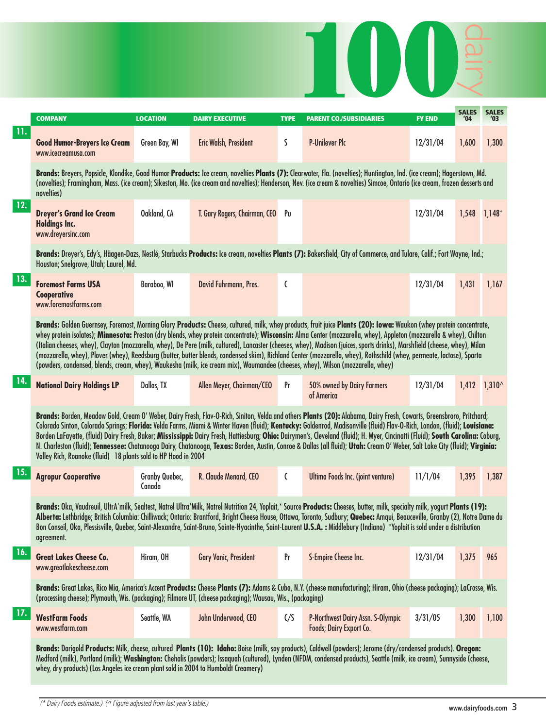# 100 dairy

| | COMPANY | LOCATION | DAIRY EXECUTIVE | TYPE | PARENT CO./SUBSIDIARIES | FY END | SALES '04 | SALES '03 |
|---|---|---|---|---|---|---|---|---|
| 11. | **Good Humor-Breyers Ice Cream** www.icecreamusa.com | Green Bay, WI | Eric Walsh, President | S | P-Unilever Plc | 12/31/04 | 1,600 | 1,300 |
| | **Brands:** Breyers, Popsicle, Klondike, Good Humor **Products:** Ice cream, novelties **Plants (7):** Clearwater, Fla. (novelties); Huntington, Ind. (ice cream); Hagerstown, Md. (novelties); Framingham, Mass. (ice cream); Sikeston, Mo. (ice cream and novelties); Henderson, Nev. (ice cream & novelties) Simcoe, Ontario (ice cream, frozen desserts and novelties) | | | | | | | |
| 12. | **Dreyer's Grand Ice Cream Holdings Inc.** www.dreyersinc.com | Oakland, CA | T. Gary Rogers, Chairman, CEO | Pu | | 12/31/04 | 1,548 | 1,148* |
| | **Brands:** Dreyer's, Edy's, Häagen-Dazs, Nestlé, Starbucks **Products:** Ice cream, novelties **Plants (7):** Bakersfield, City of Commerce, and Tulare, Calif.; Fort Wayne, Ind.; Houston; Snelgrove, Utah; Laurel, Md. | | | | | | | |
| 13. | **Foremost Farms USA Cooperative** www.foremostfarms.com | Baraboo, WI | David Fuhrmann, Pres. | C | | 12/31/04 | 1,431 | 1,167 |
| | **Brands:** Golden Guernsey, Foremost, Morning Glory **Products:** Cheese, cultured, milk, whey products, fruit juice **Plants (20): Iowa:** Waukon (whey protein concentrate, whey protein isolates); **Minnesota:** Preston (dry blends, whey protein concentrate); **Wisconsin:** Alma Center (mozzarella, whey), Appleton (mozzarella & whey), Chilton (Italian cheeses, whey), Clayton (mozzarella, whey), De Pere (milk, cultured), Lancaster (cheeses, whey), Madison (juices, sports drinks), Marshfield (cheese, whey), Milan (mozzarella, whey), Plover (whey), Reedsburg (butter, butter blends, condensed skim), Richland Center (mozzarella, whey), Rothschild (whey, permeate, lactose), Sparta (powders, condensed, blends, cream, whey), Waukesha (milk, ice cream mix), Waumandee (cheeses, whey), Wilson (mozzarella, whey) | | | | | | | |
| 14. | **National Dairy Holdings LP** | Dallas, TX | Allen Meyer, Chairman/CEO | Pr | 50% owned by Dairy Farmers of America | 12/31/04 | 1,412 | 1,310^ |
| | **Brands:** Borden, Meadow Gold, Cream O' Weber, Dairy Fresh, Flav-O-Rich, Siniton, Velda and others **Plants (20):** Alabama, Dairy Fresh, Cowarts, Greensbroro, Pritchard; Colorado Sinton, Colorado Springs; **Florida:** Velda Farms, Miami & Winter Haven (fluid); **Kentucky:** Dairymen's, Goldenrod, Madisonville (fluid) Flav-O-Rich, London, (fluid); **Louisiana:** Borden LaFayette, (fluid) Dairy Fresh, Baker; **Mississippi:** Dairy Fresh, Hattiesburg; **Ohio:** Dairymen's, Cleveland (fluid); H. Myer, Cincinatti (Fluid); **South Carolina:** Coburg, N. Charleston (fluid); **Tennessee:** Chatanooga Dairy, Chatanooga, **Texas:** Borden, Austin, Conroe & Dallas (all fluid); **Utah:** Cream O' Weber, Salt Lake City (fluid); **Virginia:** Valley Rich, Roanoke (fluid) 18 plants sold to HP Hood in 2004 | | | | | | | |
| 15. | **Agropur Cooperative** | Granby Quebec, Canada | R. Claude Menard, CEO | C | Ultima Foods Inc. (joint venture) | 11/1/04 | 1,395 | 1,387 |
| | **Brands:** Oka, Vaudreuil, UltrA'milk, Sealtest, Natrel Ultra'Milk, Natrel Nutrition 24, Yoplait,* Source **Products:** Cheeses, butter, milk, specialty milk, yogurt **Plants (19): Alberta:** Lethbridge; British Columbia: Chilliwack; Ontario: Brantford, Bright Cheese House, Ottawa, Toronto, Sudbury; **Quebec:** Amqui, Beauceville, Granby (2), Notre Dame du Bon Conseil, Oka, Plessisville, Quebec, Saint-Alexandre, Saint-Bruno, Sainte-Hyacinthe, Saint-Laurent **U.S.A. :** Middlebury (Indiana) *Yoplait is sold under a distribution agreement. | | | | | | | |
| 16. | **Great Lakes Cheese Co.** www.greatlakescheese.com | Hiram, OH | Gary Vanic, President | Pr | S-Empire Cheese Inc. | 12/31/04 | 1,375 | 965 |
| | **Brands:** Great Lakes, Rico Mia, America's Accent **Products:** Cheese **Plants (7):** Adams & Cuba, N.Y. (cheese manufacturing); Hiram, Ohio (cheese packaging); LaCrosse, Wis. (processing cheese); Plymouth, Wis. (packaging); Filmore UT, (cheese packaging); Wausau, Wis., (packaging) | | | | | | | |
| 17. | **WestFarm Foods** www.westfarm.com | Seattle, WA | John Underwood, CEO | C/S | P-Northwest Dairy Assn. S-Olympic Foods; Dairy Export Co. | 3/31/05 | 1,300 | 1,100 |
| | **Brands:** Darigold **Products:** Milk, cheese, cultured **Plants (10): Idaho:** Boise (milk, soy products), Caldwell (powders); Jerome (dry/condensed products). **Oregon:** Medford (milk), Portland (milk); **Washington:** Chehalis (powders); Issaquah (cultured), Lynden (NFDM, condensed products), Seattle (milk, ice cream), Sunnyside (cheese, whey, dry products) (Los Angeles ice cream plant sold in 2004 to Humboldt Creamery) | | | | | | | |

*(* Dairy Foods estimate.) (^ Figure adjusted from last year's table.)*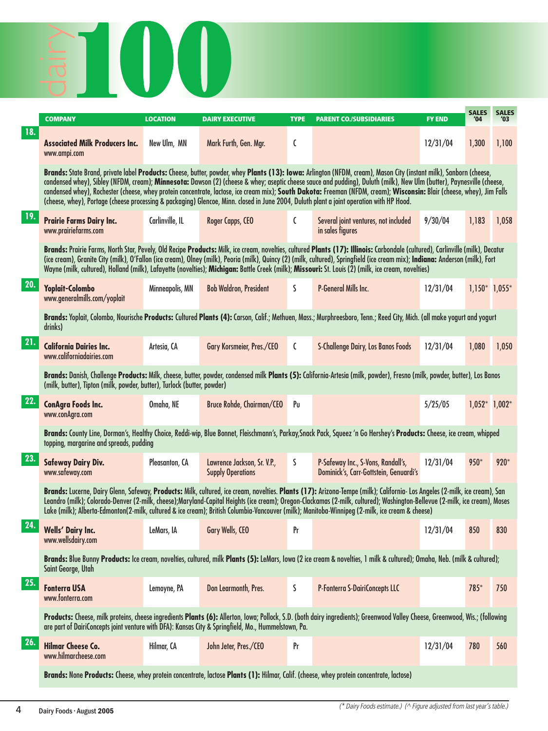# dairy 100

| | COMPANY | LOCATION | DAIRY EXECUTIVE | TYPE | PARENT CO./SUBSIDIARIES | FY END | SALES '04 | SALES '03 |
|---|---|---|---|---|---|---|---|---|
| 18. | **Associated Milk Producers Inc.** www.ampi.com | New Ulm, MN | Mark Furth, Gen. Mgr. | C | | 12/31/04 | 1,300 | 1,100 |
| | **Brands:** State Brand, private label **Products:** Cheese, butter, powder, whey **Plants (13): Iowa:** Arlington (NFDM, cream), Mason City (instant milk), Sanborn (cheese, condensed whey), Sibley (NFDM, cream); **Minnesota:** Dawson (2) (cheese & whey; aseptic cheese sauce and pudding), Duluth (milk), New Ulm (butter), Paynesville (cheese, condensed whey), Rochester (cheese, whey protein concentrate, lactose, ice cream mix); **South Dakota:** Freeman (NFDM, cream); **Wisconsin:** Blair (cheese, whey), Jim Falls (cheese, whey), Portage (cheese processing & packaging) Glencoe, Minn. closed in June 2004, Duluth plant a joint operation with HP Hood. | | | | | | | |
| 19. | **Prairie Farms Dairy Inc.** www.prairiefarms.com | Carlinville, IL | Roger Capps, CEO | C | Several joint ventures, not included in sales figures | 9/30/04 | 1,183 | 1,058 |
| | **Brands:** Prairie Farms, North Star, Pevely, Old Recipe **Products:** Milk, ice cream, novelties, cultured **Plants (17): Illinois:** Carbondale (cultured), Carlinville (milk), Decatur (ice cream), Granite City (milk), O'Fallon (ice cream), Olney (milk), Peoria (milk), Quincy (2) (milk, cultured), Springfield (ice cream mix); **Indiana:** Anderson (milk), Fort Wayne (milk, cultured), Holland (milk), Lafayette (novelties); **Michigan:** Battle Creek (milk); **Missouri:** St. Louis (2) (milk, ice cream, novelties) | | | | | | | |
| 20. | **Yoplait-Colombo** www.generalmills.com/yoplait | Minneapolis, MN | Bob Waldron, President | S | P-General Mills Inc. | 12/31/04 | 1,150* | 1,055* |
| | **Brands:** Yoplait, Colombo, Nourische **Products:** Cultured **Plants (4):** Carson, Calif.; Methuen, Mass.; Murphreesboro, Tenn.; Reed City, Mich. (all make yogurt and yogurt drinks) | | | | | | | |
| 21. | **California Dairies Inc.** www.californiadairies.com | Artesia, CA | Gary Korsmeier, Pres./CEO | C | S-Challenge Dairy, Los Banos Foods | 12/31/04 | 1,080 | 1,050 |
| | **Brands:** Danish, Challenge **Products:** Milk, cheese, butter, powder, condensed milk **Plants (5):** California-Artesia (milk, powder), Fresno (milk, powder, butter), Los Banos (milk, butter), Tipton (milk, powder, butter), Turlock (butter, powder) | | | | | | | |
| 22. | **ConAgra Foods Inc.** www.conAgra.com | Omaha, NE | Bruce Rohde, Chairman/CEO | Pu | | 5/25/05 | 1,052* | 1,002* |
| | **Brands:** County Line, Dorman's, Healthy Choice, Reddi-wip, Blue Bonnet, Fleischmann's, Parkay,Snack Pack, Squeez 'n Go Hershey's **Products:** Cheese, ice cream, whipped topping, margarine and spreads, pudding | | | | | | | |
| 23. | **Safeway Dairy Div.** www.safeway.com | Pleasanton, CA | Lawrence Jackson, Sr. V.P., Supply Operations | S | P-Safeway Inc., S-Vons, Randall's, Dominick's, Carr-Gottstein, Genuardi's | 12/31/04 | 950* | 920* |
| | **Brands:** Lucerne, Dairy Glenn, Safeway, **Products:** Milk, cultured, ice cream, novelties. **Plants (17):** Arizona-Tempe (milk); California- Los Angeles (2-milk, ice cream), San Leandro (milk); Colorado-Denver (2-milk, cheese);Maryland-Capital Heights (ice cream); Oregon-Clackamas (2-milk, cultured); Washington-Bellevue (2-milk, ice cream), Moses Lake (milk); Alberta-Edmonton(2-milk, cultured & ice cream); British Columbia-Vancouver (milk); Manitoba-Winnipeg (2-milk, ice cream & cheese) | | | | | | | |
| 24. | **Wells' Dairy Inc.** www.wellsdairy.com | LeMars, IA | Gary Wells, CEO | Pr | | 12/31/04 | 850 | 830 |
| | **Brands:** Blue Bunny **Products:** Ice cream, novelties, cultured, milk **Plants (5):** LeMars, Iowa (2 ice cream & novelties, 1 milk & cultured); Omaha, Neb. (milk & cultured); Saint George, Utah | | | | | | | |
| 25. | **Fonterra USA** www.fonterra.com | Lemoyne, PA | Don Learmonth, Pres. | S | P-Fonterra S-DairiConcepts LLC | | 785* | 750 |
| | **Products:** Cheese, milk proteins, cheese ingredients **Plants (6):** Allerton, Iowa; Pollock, S.D. (both dairy ingredients); Greenwood Valley Cheese, Greenwood, Wis.; (following are part of DairiConcepts joint venture with DFA): Kansas City & Springfield, Mo., Hummelstown, Pa. | | | | | | | |
| 26. | **Hilmar Cheese Co.** www.hilmarcheese.com | Hilmar, CA | John Jeter, Pres./CEO | Pr | | 12/31/04 | 780 | 560 |
| | **Brands:** None **Products:** Cheese, whey protein concentrate, lactose **Plants (1):** Hilmar, Calif. (cheese, whey protein concentrate, lactose) | | | | | | | |

*(* Dairy Foods estimate.) (^ Figure adjusted from last year's table.)*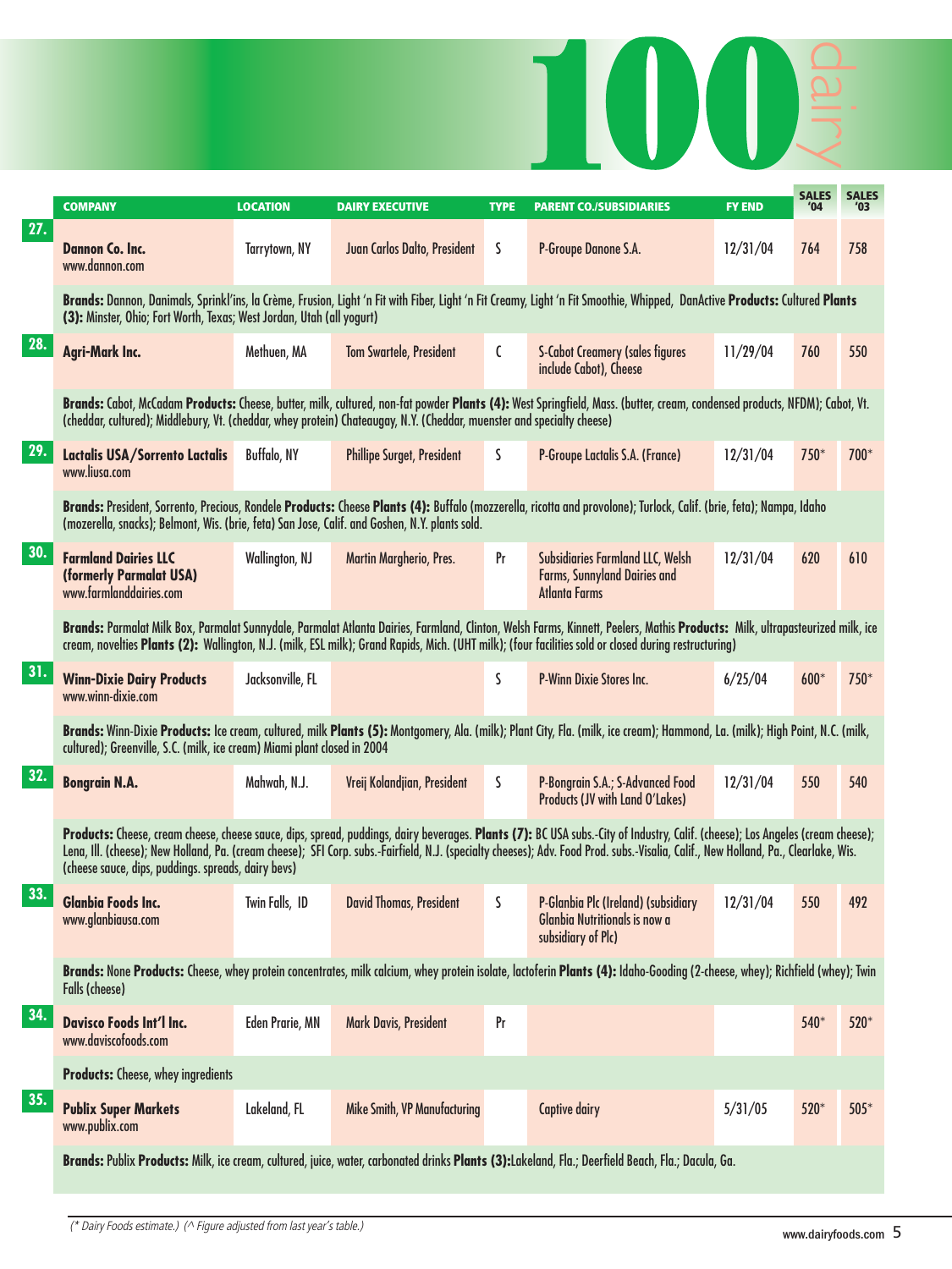# 100 dairy

| | COMPANY | LOCATION | DAIRY EXECUTIVE | TYPE | PARENT CO./SUBSIDIARIES | FY END | SALES '04 | SALES '03 |
|---|---|---|---|---|---|---|---|---|
| 27. | **Dannon Co. Inc.** www.dannon.com | Tarrytown, NY | Juan Carlos Dalto, President | S | P-Groupe Danone S.A. | 12/31/04 | 764 | 758 |
| | **Brands:** Dannon, Danimals, Sprinkl'ins, la Crème, Frusion, Light 'n Fit with Fiber, Light 'n Fit Creamy, Light 'n Fit Smoothie, Whipped, DanActive **Products:** Cultured **Plants (3):** Minster, Ohio; Fort Worth, Texas; West Jordan, Utah (all yogurt) | | | | | | | |
| 28. | **Agri-Mark Inc.** | Methuen, MA | Tom Swartele, President | C | S-Cabot Creamery (sales figures include Cabot), Cheese | 11/29/04 | 760 | 550 |
| | **Brands:** Cabot, McCadam **Products:** Cheese, butter, milk, cultured, non-fat powder **Plants (4):** West Springfield, Mass. (butter, cream, condensed products, NFDM); Cabot, Vt. (cheddar, cultured); Middlebury, Vt. (cheddar, whey protein) Chateaugay, N.Y. (Cheddar, muenster and specialty cheese) | | | | | | | |
| 29. | **Lactalis USA/Sorrento Lactalis** www.liusa.com | Buffalo, NY | Phillipe Surget, President | S | P-Groupe Lactalis S.A. (France) | 12/31/04 | 750* | 700* |
| | **Brands:** President, Sorrento, Precious, Rondele **Products:** Cheese **Plants (4):** Buffalo (mozzerella, ricotta and provolone); Turlock, Calif. (brie, feta); Nampa, Idaho (mozerella, snacks); Belmont, Wis. (brie, feta) San Jose, Calif. and Goshen, N.Y. plants sold. | | | | | | | |
| 30. | **Farmland Dairies LLC (formerly Parmalat USA)** www.farmlanddairies.com | Wallington, NJ | Martin Margherio, Pres. | Pr | Subsidiaries Farmland LLC, Welsh Farms, Sunnyland Dairies and Atlanta Farms | 12/31/04 | 620 | 610 |
| | **Brands:** Parmalat Milk Box, Parmalat Sunnydale, Parmalat Atlanta Dairies, Farmland, Clinton, Welsh Farms, Kinnett, Peelers, Mathis **Products:** Milk, ultrapasteurized milk, ice cream, novelties **Plants (2):** Wallington, N.J. (milk, ESL milk); Grand Rapids, Mich. (UHT milk); (four facilities sold or closed during restructuring) | | | | | | | |
| 31. | **Winn-Dixie Dairy Products** www.winn-dixie.com | Jacksonville, FL | | S | P-Winn Dixie Stores Inc. | 6/25/04 | 600* | 750* |
| | **Brands:** Winn-Dixie **Products:** Ice cream, cultured, milk **Plants (5):** Montgomery, Ala. (milk); Plant City, Fla. (milk, ice cream); Hammond, La. (milk); High Point, N.C. (milk, cultured); Greenville, S.C. (milk, ice cream) Miami plant closed in 2004 | | | | | | | |
| 32. | **Bongrain N.A.** | Mahwah, N.J. | Vreij Kolandjian, President | S | P-Bongrain S.A.; S-Advanced Food Products (JV with Land O'Lakes) | 12/31/04 | 550 | 540 |
| | **Products:** Cheese, cream cheese, cheese sauce, dips, spread, puddings, dairy beverages. **Plants (7):** BC USA subs.-City of Industry, Calif. (cheese); Los Angeles (cream cheese); Lena, Ill. (cheese); New Holland, Pa. (cream cheese); SFI Corp. subs.-Fairfield, N.J. (specialty cheeses); Adv. Food Prod. subs.-Visalia, Calif., New Holland, Pa., Clearlake, Wis. (cheese sauce, dips, puddings. spreads, dairy bevs) | | | | | | | |
| 33. | **Glanbia Foods Inc.** www.glanbiausa.com | Twin Falls, ID | David Thomas, President | S | P-Glanbia Plc (Ireland) (subsidiary Glanbia Nutritionals is now a subsidiary of Plc) | 12/31/04 | 550 | 492 |
| | **Brands:** None **Products:** Cheese, whey protein concentrates, milk calcium, whey protein isolate, lactoferin **Plants (4):** Idaho-Gooding (2-cheese, whey); Richfield (whey); Twin Falls (cheese) | | | | | | | |
| 34. | **Davisco Foods Int'l Inc.** www.daviscofoods.com | Eden Prarie, MN | Mark Davis, President | Pr | | | 540* | 520* |
| | **Products:** Cheese, whey ingredients | | | | | | | |
| 35. | **Publix Super Markets** www.publix.com | Lakeland, FL | Mike Smith, VP Manufacturing | | Captive dairy | 5/31/05 | 520* | 505* |
| | **Brands:** Publix **Products:** Milk, ice cream, cultured, juice, water, carbonated drinks **Plants (3):** Lakeland, Fla.; Deerfield Beach, Fla.; Dacula, Ga. | | | | | | | |

*(* Dairy Foods estimate.) (^ Figure adjusted from last year's table.)*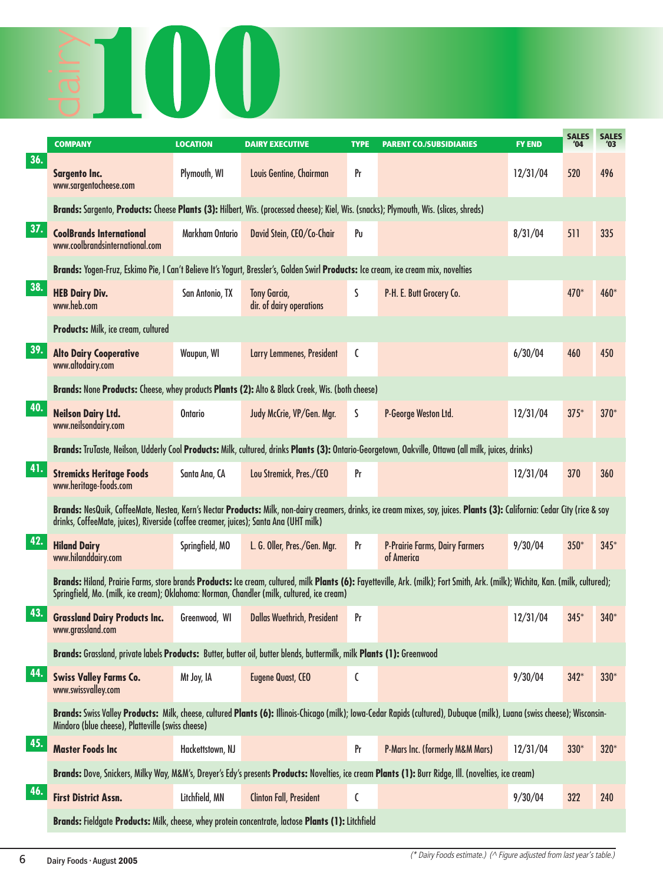# dairy 100

| | COMPANY | LOCATION | DAIRY EXECUTIVE | TYPE | PARENT CO./SUBSIDIARIES | FY END | SALES '04 | SALES '03 |
|---|---|---|---|---|---|---|---|---|
| 36. | **Sargento Inc.** www.sargentocheese.com | Plymouth, WI | Louis Gentine, Chairman | Pr | | 12/31/04 | 520 | 496 |
| | **Brands:** Sargento, **Products:** Cheese **Plants (3):** Hilbert, Wis. (processed cheese); Kiel, Wis. (snacks); Plymouth, Wis. (slices, shreds) | | | | | | | |
| 37. | **CoolBrands International** www.coolbrandsinternational.com | Markham Ontario | David Stein, CEO/Co-Chair | Pu | | 8/31/04 | 511 | 335 |
| | **Brands:** Yogen-Fruz, Eskimo Pie, I Can't Believe It's Yogurt, Bressler's, Golden Swirl **Products:** Ice cream, ice cream mix, novelties | | | | | | | |
| 38. | **HEB Dairy Div.** www.heb.com | San Antonio, TX | Tony Garcia, dir. of dairy operations | S | P-H. E. Butt Grocery Co. | | 470* | 460* |
| | **Products:** Milk, ice cream, cultured | | | | | | | |
| 39. | **Alto Dairy Cooperative** www.altodairy.com | Waupun, WI | Larry Lemmenes, President | C | | 6/30/04 | 460 | 450 |
| | **Brands:** None **Products:** Cheese, whey products **Plants (2):** Alto & Black Creek, Wis. (both cheese) | | | | | | | |
| 40. | **Neilson Dairy Ltd.** www.neilsondairy.com | Ontario | Judy McCrie, VP/Gen. Mgr. | S | P-George Weston Ltd. | 12/31/04 | 375* | 370* |
| | **Brands:** TruTaste, Neilson, Udderly Cool **Products:** Milk, cultured, drinks **Plants (3):** Ontario-Georgetown, Oakville, Ottawa (all milk, juices, drinks) | | | | | | | |
| 41. | **Stremicks Heritage Foods** www.heritage-foods.com | Santa Ana, CA | Lou Stremick, Pres./CEO | Pr | | 12/31/04 | 370 | 360 |
| | **Brands:** NesQuik, CoffeeMate, Nestea, Kern's Nectar **Products:** Milk, non-dairy creamers, drinks, ice cream mixes, soy, juices. **Plants (3):** California: Cedar City (rice & soy drinks, CoffeeMate, juices), Riverside (coffee creamer, juices); Santa Ana (UHT milk) | | | | | | | |
| 42. | **Hiland Dairy** www.hilanddairy.com | Springfield, MO | L. G. Oller, Pres./Gen. Mgr. | Pr | P-Prairie Farms, Dairy Farmers of America | 9/30/04 | 350* | 345* |
| | **Brands:** Hiland, Prairie Farms, store brands **Products:** Ice cream, cultured, milk **Plants (6):** Fayetteville, Ark. (milk); Fort Smith, Ark. (milk); Wichita, Kan. (milk, cultured); Springfield, Mo. (milk, ice cream); Oklahoma: Norman, Chandler (milk, cultured, ice cream) | | | | | | | |
| 43. | **Grassland Dairy Products Inc.** www.grassland.com | Greenwood, WI | Dallas Wuethrich, President | Pr | | 12/31/04 | 345* | 340* |
| | **Brands:** Grassland, private labels **Products:** Butter, butter oil, butter blends, buttermilk, milk **Plants (1):** Greenwood | | | | | | | |
| 44. | **Swiss Valley Farms Co.** www.swissvalley.com | Mt Joy, IA | Eugene Quast, CEO | C | | 9/30/04 | 342* | 330* |
| | **Brands:** Swiss Valley **Products:** Milk, cheese, cultured **Plants (6):** Illinois-Chicago (milk); Iowa-Cedar Rapids (cultured), Dubuque (milk), Luana (swiss cheese); Wisconsin-Mindoro (blue cheese), Platteville (swiss cheese) | | | | | | | |
| 45. | **Master Foods Inc** | Hackettstown, NJ | | Pr | P-Mars Inc. (formerly M&M Mars) | 12/31/04 | 330* | 320* |
| | **Brands:** Dove, Snickers, Milky Way, M&M's, Dreyer's Edy's presents **Products:** Novelties, ice cream **Plants (1):** Burr Ridge, Ill. (novelties, ice cream) | | | | | | | |
| 46. | **First District Assn.** | Litchfield, MN | Clinton Fall, President | C | | 9/30/04 | 322 | 240 |
| | **Brands:** Fieldgate **Products:** Milk, cheese, whey protein concentrate, lactose **Plants (1):** Litchfield | | | | | | | |

*(* Dairy Foods estimate.) (^ Figure adjusted from last year's table.)*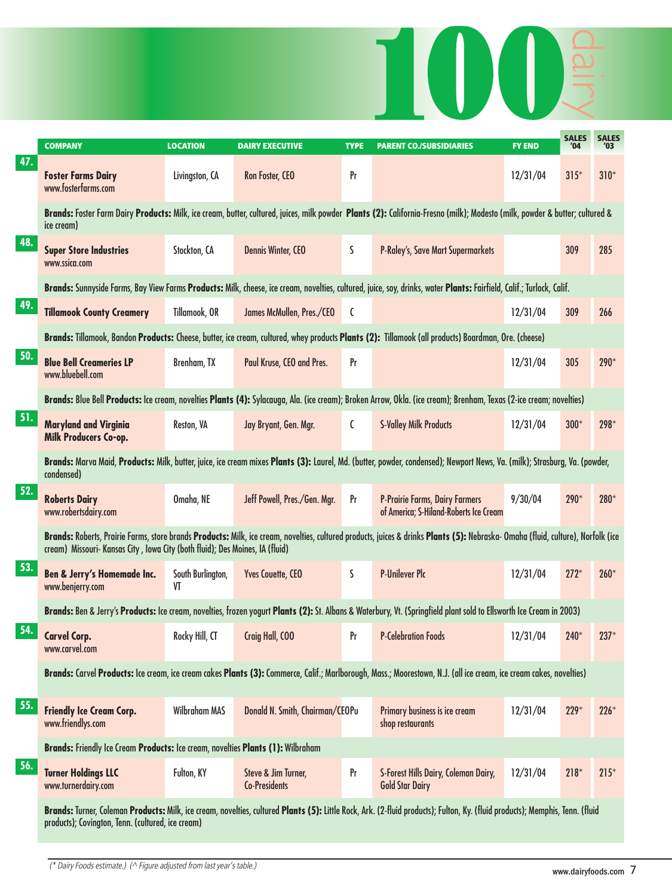# 100 dairy

| | COMPANY | LOCATION | DAIRY EXECUTIVE | TYPE | PARENT CO./SUBSIDIARIES | FY END | SALES '04 | SALES '03 |
|---|---|---|---|---|---|---|---|---|
| 47. | **Foster Farms Dairy** www.fosterfarms.com | Livingston, CA | Ron Foster, CEO | Pr | | 12/31/04 | 315* | 310* |
| | **Brands:** Foster Farm Dairy **Products:** Milk, ice cream, butter, cultured, juices, milk powder **Plants (2):** California-Fresno (milk); Modesto (milk, powder & butter; cultured & ice cream) | | | | | | | |
| 48. | **Super Store Industries** www.ssica.com | Stockton, CA | Dennis Winter, CEO | S | P-Raley's, Save Mart Supermarkets | | 309 | 285 |
| | **Brands:** Sunnyside Farms, Bay View Farms **Products:** Milk, cheese, ice cream, novelties, cultured, juice, soy, drinks, water **Plants:** Fairfield, Calif.; Turlock, Calif. | | | | | | | |
| 49. | **Tillamook County Creamery** | Tillamook, OR | James McMullen, Pres./CEO | C | | 12/31/04 | 309 | 266 |
| | **Brands:** Tillamook, Bandon **Products:** Cheese, butter, ice cream, cultured, whey products **Plants (2):** Tillamook (all products) Boardman, Ore. (cheese) | | | | | | | |
| 50. | **Blue Bell Creameries LP** www.bluebell.com | Brenham, TX | Paul Kruse, CEO and Pres. | Pr | | 12/31/04 | 305 | 290* |
| | **Brands:** Blue Bell **Products:** Ice cream, novelties **Plants (4):** Sylacauga, Ala. (ice cream); Broken Arrow, Okla. (ice cream); Brenham, Texas (2-ice cream; novelties) | | | | | | | |
| 51. | **Maryland and Virginia Milk Producers Co-op.** | Reston, VA | Jay Bryant, Gen. Mgr. | C | S-Valley Milk Products | 12/31/04 | 300* | 298* |
| | **Brands:** Marva Maid, **Products:** Milk, butter, juice, ice cream mixes **Plants (3):** Laurel, Md. (butter, powder, condensed); Newport News, Va. (milk); Strasburg, Va. (powder, condensed) | | | | | | | |
| 52. | **Roberts Dairy** www.robertsdairy.com | Omaha, NE | Jeff Powell, Pres./Gen. Mgr. | Pr | P-Prairie Farms, Dairy Farmers of America; S-Hiland-Roberts Ice Cream | 9/30/04 | 290* | 280* |
| | **Brands:** Roberts, Prairie Farms, store brands **Products:** Milk, ice cream, novelties, cultured products, juices & drinks **Plants (5):** Nebraska- Omaha (fluid, culture), Norfolk (ice cream) Missouri- Kansas City , Iowa City (both fluid); Des Moines, IA (fluid) | | | | | | | |
| 53. | **Ben & Jerry's Homemade Inc.** www.benjerry.com | South Burlington, VT | Yves Couette, CEO | S | P-Unilever Plc | 12/31/04 | 272* | 260* |
| | **Brands:** Ben & Jerry's **Products:** Ice cream, novelties, frozen yogurt **Plants (2):** St. Albans & Waterbury, Vt. (Springfield plant sold to Ellsworth Ice Cream in 2003) | | | | | | | |
| 54. | **Carvel Corp.** www.carvel.com | Rocky Hill, CT | Craig Hall, COO | Pr | P-Celebration Foods | 12/31/04 | 240* | 237* |
| | **Brands:** Carvel **Products:** Ice cream, ice cream cakes **Plants (3):** Commerce, Calif.; Marlborough, Mass.; Moorestown, N.J. (all ice cream, ice cream cakes, novelties) | | | | | | | |
| 55. | **Friendly Ice Cream Corp.** www.friendlys.com | Wilbraham MAS | Donald N. Smith, Chairman/CEO | Pu | Primary business is ice cream shop restaurants | 12/31/04 | 229* | 226* |
| | **Brands:** Friendly Ice Cream **Products:** Ice cream, novelties **Plants (1):** Wilbraham | | | | | | | |
| 56. | **Turner Holdings LLC** www.turnerdairy.com | Fulton, KY | Steve & Jim Turner, Co-Presidents | Pr | S-Forest Hills Dairy, Coleman Dairy, Gold Star Dairy | 12/31/04 | 218* | 215* |
| | **Brands:** Turner, Coleman **Products:** Milk, ice cream, novelties, cultured **Plants (5):** Little Rock, Ark. (2-fluid products); Fulton, Ky. (fluid products); Memphis, Tenn. (fluid products); Covington, Tenn. (cultured, ice cream) | | | | | | | |

*(\* Dairy Foods estimate.) (^ Figure adjusted from last year's table.)*

www.dairyfoods.com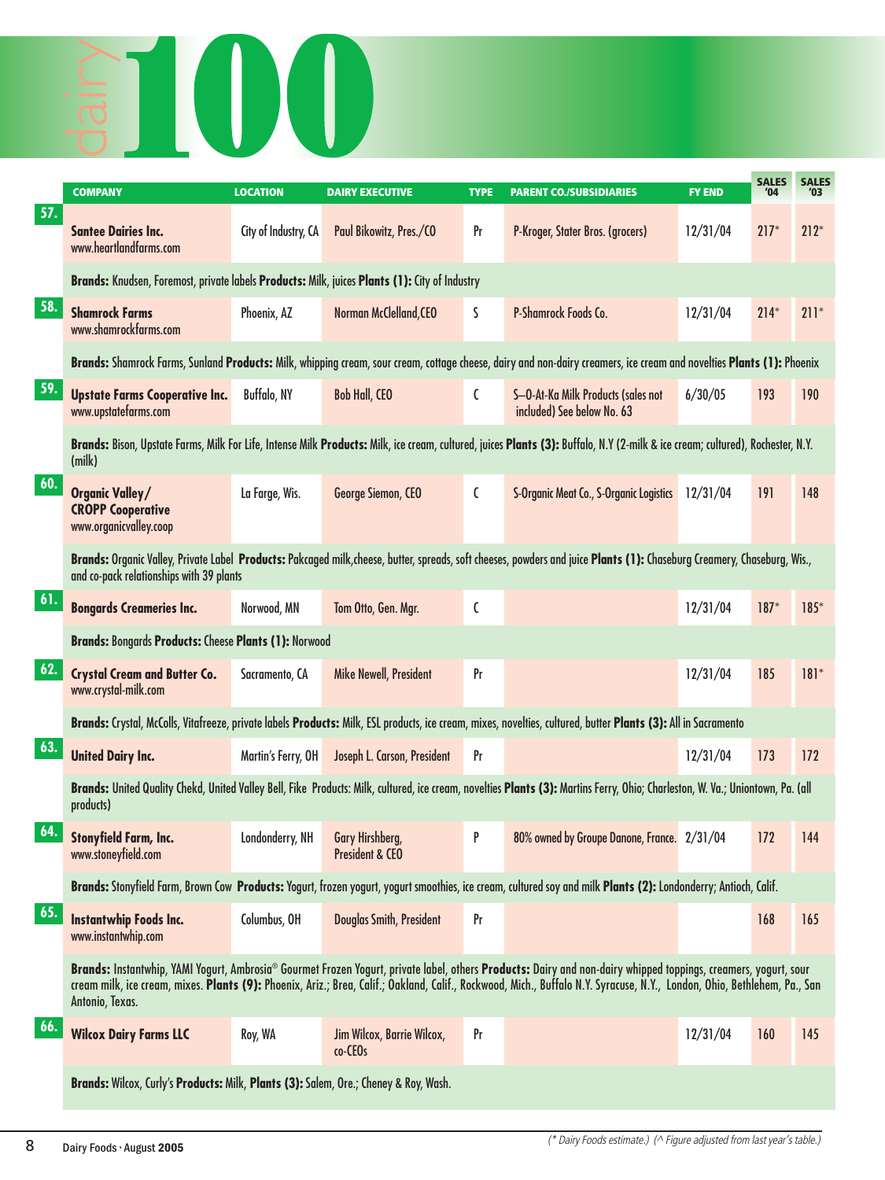# dairy 100

| | COMPANY | LOCATION | DAIRY EXECUTIVE | TYPE | PARENT CO./SUBSIDIARIES | FY END | SALES '04 | SALES '03 |
|---|---|---|---|---|---|---|---|---|
| 57. | **Santee Dairies Inc.** www.heartlandfarms.com | City of Industry, CA | Paul Bikowitz, Pres./CO | Pr | P-Kroger, Stater Bros. (grocers) | 12/31/04 | 217* | 212* |
| | **Brands:** Knudsen, Foremost, private labels **Products:** Milk, juices **Plants (1):** City of Industry | | | | | | | |
| 58. | **Shamrock Farms** www.shamrockfarms.com | Phoenix, AZ | Norman McClelland,CEO | S | P-Shamrock Foods Co. | 12/31/04 | 214* | 211* |
| | **Brands:** Shamrock Farms, Sunland **Products:** Milk, whipping cream, sour cream, cottage cheese, dairy and non-dairy creamers, ice cream and novelties **Plants (1):** Phoenix | | | | | | | |
| 59. | **Upstate Farms Cooperative Inc.** www.upstatefarms.com | Buffalo, NY | Bob Hall, CEO | C | S–O-At-Ka Milk Products (sales not included) See below No. 63 | 6/30/05 | 193 | 190 |
| | **Brands:** Bison, Upstate Farms, Milk For Life, Intense Milk **Products:** Milk, ice cream, cultured, juices **Plants (3):** Buffalo, N.Y (2-milk & ice cream; cultured), Rochester, N.Y. (milk) | | | | | | | |
| 60. | **Organic Valley/ CROPP Cooperative** www.organicvalley.coop | La Farge, Wis. | George Siemon, CEO | C | S-Organic Meat Co., S-Organic Logistics | 12/31/04 | 191 | 148 |
| | **Brands:** Organic Valley, Private Label **Products:** Pakcaged milk,cheese, butter, spreads, soft cheeses, powders and juice **Plants (1):** Chaseburg Creamery, Chaseburg, Wis., and co-pack relationships with 39 plants | | | | | | | |
| 61. | **Bongards Creameries Inc.** | Norwood, MN | Tom Otto, Gen. Mgr. | C | | 12/31/04 | 187* | 185* |
| | **Brands:** Bongards **Products:** Cheese **Plants (1):** Norwood | | | | | | | |
| 62. | **Crystal Cream and Butter Co.** www.crystal-milk.com | Sacramento, CA | Mike Newell, President | Pr | | 12/31/04 | 185 | 181* |
| | **Brands:** Crystal, McColls, Vitafreeze, private labels **Products:** Milk, ESL products, ice cream, mixes, novelties, cultured, butter **Plants (3):** All in Sacramento | | | | | | | |
| 63. | **United Dairy Inc.** | Martin's Ferry, OH | Joseph L. Carson, President | Pr | | 12/31/04 | 173 | 172 |
| | **Brands:** United Quality Chekd, United Valley Bell, Fike Products: Milk, cultured, ice cream, novelties **Plants (3):** Martins Ferry, Ohio; Charleston, W. Va.; Uniontown, Pa. (all products) | | | | | | | |
| 64. | **Stonyfield Farm, Inc.** www.stoneyfield.com | Londonderry, NH | Gary Hirshberg, President & CEO | P | 80% owned by Groupe Danone, France. | 2/31/04 | 172 | 144 |
| | **Brands:** Stonyfield Farm, Brown Cow **Products:** Yogurt, frozen yogurt, yogurt smoothies, ice cream, cultured soy and milk **Plants (2):** Londonderry; Antioch, Calif. | | | | | | | |
| 65. | **Instantwhip Foods Inc.** www.instantwhip.com | Columbus, OH | Douglas Smith, President | Pr | | | 168 | 165 |
| | **Brands:** Instantwhip, YAMI Yogurt, Ambrosia® Gourmet Frozen Yogurt, private label, others **Products:** Dairy and non-dairy whipped toppings, creamers, yogurt, sour cream milk, ice cream, mixes. **Plants (9):** Phoenix, Ariz.; Brea, Calif.; Oakland, Calif., Rockwood, Mich., Buffalo N.Y. Syracuse, N.Y., London, Ohio, Bethlehem, Pa., San Antonio, Texas. | | | | | | | |
| 66. | **Wilcox Dairy Farms LLC** | Roy, WA | Jim Wilcox, Barrie Wilcox, co-CEOs | Pr | | 12/31/04 | 160 | 145 |
| | **Brands:** Wilcox, Curly's **Products:** Milk, **Plants (3):** Salem, Ore.; Cheney & Roy, Wash. | | | | | | | |

*(* Dairy Foods estimate.) (^ Figure adjusted from last year's table.)*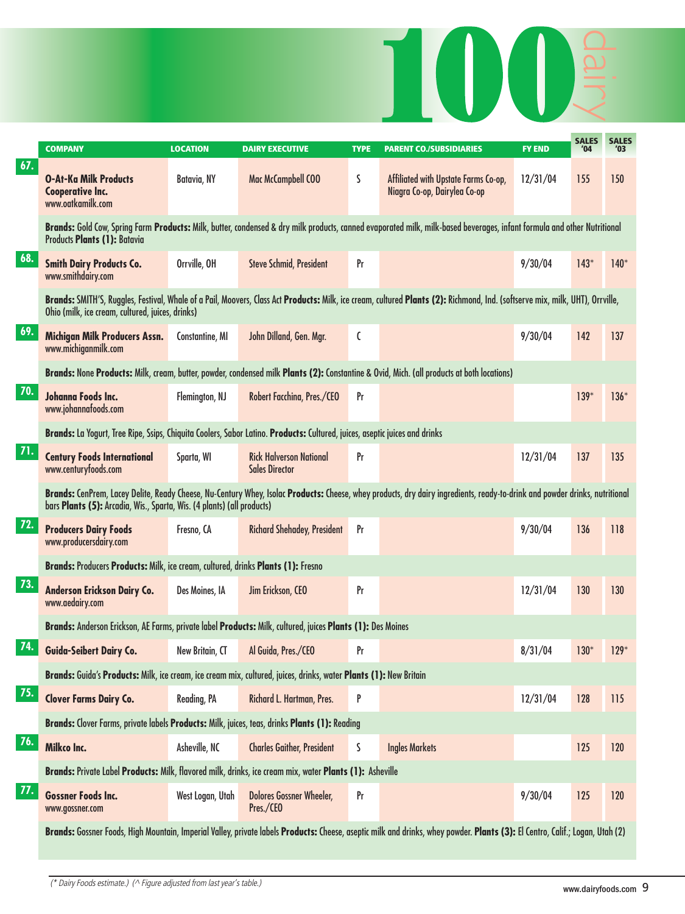# 100 dairy

| | COMPANY | LOCATION | DAIRY EXECUTIVE | TYPE | PARENT CO./SUBSIDIARIES | FY END | SALES '04 | SALES '03 |
|---|---|---|---|---|---|---|---|---|
| 67. | **O-At-Ka Milk Products Cooperative Inc.** www.oatkamilk.com | Batavia, NY | Mac McCampbell COO | S | Affiliated with Upstate Farms Co-op, Niagra Co-op, Dairylea Co-op | 12/31/04 | 155 | 150 |
| | **Brands:** Gold Cow, Spring Farm **Products:** Milk, butter, condensed & dry milk products, canned evaporated milk, milk-based beverages, infant formula and other Nutritional Products **Plants (1):** Batavia | | | | | | | |
| 68. | **Smith Dairy Products Co.** www.smithdairy.com | Orrville, OH | Steve Schmid, President | Pr | | 9/30/04 | 143* | 140* |
| | **Brands:** SMITH'S, Ruggles, Festival, Whale of a Pail, Moovers, Class Act **Products:** Milk, ice cream, cultured **Plants (2):** Richmond, Ind. (softserve mix, milk, UHT), Orrville, Ohio (milk, ice cream, cultured, juices, drinks) | | | | | | | |
| 69. | **Michigan Milk Producers Assn.** www.michiganmilk.com | Constantine, MI | John Dilland, Gen. Mgr. | C | | 9/30/04 | 142 | 137 |
| | **Brands:** None **Products:** Milk, cream, butter, powder, condensed milk **Plants (2):** Constantine & Ovid, Mich. (all products at both locations) | | | | | | | |
| 70. | **Johanna Foods Inc.** www.johannafoods.com | Flemington, NJ | Robert Facchina, Pres./CEO | Pr | | | 139* | 136* |
| | **Brands:** La Yogurt, Tree Ripe, Ssips, Chiquita Coolers, Sabor Latino. **Products:** Cultured, juices, aseptic juices and drinks | | | | | | | |
| 71. | **Century Foods International** www.centuryfoods.com | Sparta, WI | Rick Halverson National Sales Director | Pr | | 12/31/04 | 137 | 135 |
| | **Brands:** CenPrem, Lacey Delite, Ready Cheese, Nu-Century Whey, Isolac **Products:** Cheese, whey products, dry dairy ingredients, ready-to-drink and powder drinks, nutritional bars **Plants (5):** Arcadia, Wis., Sparta, Wis. (4 plants) (all products) | | | | | | | |
| 72. | **Producers Dairy Foods** www.producersdairy.com | Fresno, CA | Richard Shehadey, President | Pr | | 9/30/04 | 136 | 118 |
| | **Brands:** Producers **Products:** Milk, ice cream, cultured, drinks **Plants (1):** Fresno | | | | | | | |
| 73. | **Anderson Erickson Dairy Co.** www.aedairy.com | Des Moines, IA | Jim Erickson, CEO | Pr | | 12/31/04 | 130 | 130 |
| | **Brands:** Anderson Erickson, AE Farms, private label **Products:** Milk, cultured, juices **Plants (1):** Des Moines | | | | | | | |
| 74. | **Guida-Seibert Dairy Co.** | New Britain, CT | Al Guida, Pres./CEO | Pr | | 8/31/04 | 130* | 129* |
| | **Brands:** Guida's **Products:** Milk, ice cream, ice cream mix, cultured, juices, drinks, water **Plants (1):** New Britain | | | | | | | |
| 75. | **Clover Farms Dairy Co.** | Reading, PA | Richard L. Hartman, Pres. | P | | 12/31/04 | 128 | 115 |
| | **Brands:** Clover Farms, private labels **Products:** Milk, juices, teas, drinks **Plants (1):** Reading | | | | | | | |
| 76. | **Milkco Inc.** | Asheville, NC | Charles Gaither, President | S | Ingles Markets | | 125 | 120 |
| | **Brands:** Private Label **Products:** Milk, flavored milk, drinks, ice cream mix, water **Plants (1):** Asheville | | | | | | | |
| 77. | **Gossner Foods Inc.** www.gossner.com | West Logan, Utah | Dolores Gossner Wheeler, Pres./CEO | Pr | | 9/30/04 | 125 | 120 |
| | **Brands:** Gossner Foods, High Mountain, Imperial Valley, private labels **Products:** Cheese, aseptic milk and drinks, whey powder. **Plants (3):** El Centro, Calif.; Logan, Utah (2) | | | | | | | |

*(\* Dairy Foods estimate.) (^ Figure adjusted from last year's table.)*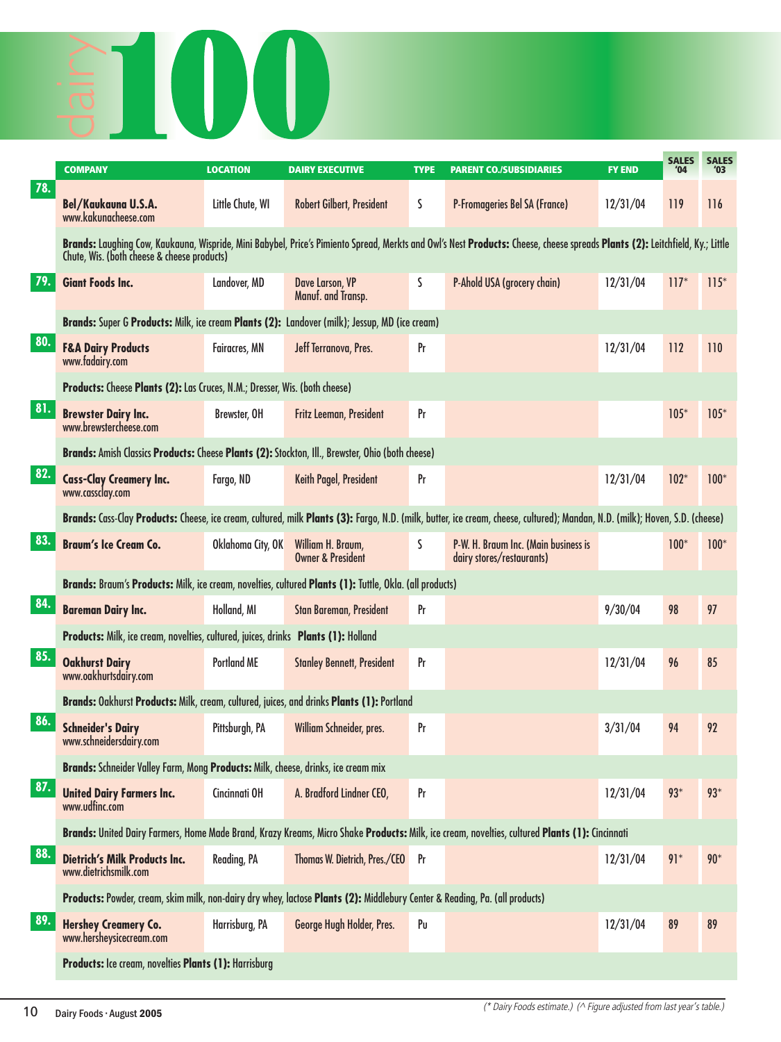# dairy 100

| | COMPANY | LOCATION | DAIRY EXECUTIVE | TYPE | PARENT CO./SUBSIDIARIES | FY END | SALES '04 | SALES '03 |
|---|---|---|---|---|---|---|---|---|
| 78. | **Bel/Kaukauna U.S.A.** www.kakunacheese.com | Little Chute, WI | Robert Gilbert, President | S | P-Fromageries Bel SA (France) | 12/31/04 | 119 | 116 |
| | **Brands:** Laughing Cow, Kaukauna, Wispride, Mini Babybel, Price's Pimiento Spread, Merkts and Owl's Nest **Products:** Cheese, cheese spreads **Plants (2):** Leitchfield, Ky.; Little Chute, Wis. (both cheese & cheese products) | | | | | | | |
| 79. | **Giant Foods Inc.** | Landover, MD | Dave Larson, VP Manuf. and Transp. | S | P-Ahold USA (grocery chain) | 12/31/04 | 117* | 115* |
| | **Brands:** Super G **Products:** Milk, ice cream **Plants (2):** Landover (milk); Jessup, MD (ice cream) | | | | | | | |
| 80. | **F&A Dairy Products** www.fadairy.com | Fairacres, MN | Jeff Terranova, Pres. | Pr | | 12/31/04 | 112 | 110 |
| | **Products:** Cheese **Plants (2):** Las Cruces, N.M.; Dresser, Wis. (both cheese) | | | | | | | |
| 81. | **Brewster Dairy Inc.** www.brewstercheese.com | Brewster, OH | Fritz Leeman, President | Pr | | | 105* | 105* |
| | **Brands:** Amish Classics **Products:** Cheese **Plants (2):** Stockton, Ill., Brewster, Ohio (both cheese) | | | | | | | |
| 82. | **Cass-Clay Creamery Inc.** www.cassclay.com | Fargo, ND | Keith Pagel, President | Pr | | 12/31/04 | 102* | 100* |
| | **Brands:** Cass-Clay **Products:** Cheese, ice cream, cultured, milk **Plants (3):** Fargo, N.D. (milk, butter, ice cream, cheese, cultured); Mandan, N.D. (milk); Hoven, S.D. (cheese) | | | | | | | |
| 83. | **Braum's Ice Cream Co.** | Oklahoma City, OK | William H. Braum, Owner & President | S | P-W. H. Braum Inc. (Main business is dairy stores/restaurants) | | 100* | 100* |
| | **Brands:** Braum's **Products:** Milk, ice cream, novelties, cultured **Plants (1):** Tuttle, Okla. (all products) | | | | | | | |
| 84. | **Bareman Dairy Inc.** | Holland, MI | Stan Bareman, President | Pr | | 9/30/04 | 98 | 97 |
| | **Products:** Milk, ice cream, novelties, cultured, juices, drinks **Plants (1):** Holland | | | | | | | |
| 85. | **Oakhurst Dairy** www.oakhurtsdairy.com | Portland ME | Stanley Bennett, President | Pr | | 12/31/04 | 96 | 85 |
| | **Brands:** Oakhurst **Products:** Milk, cream, cultured, juices, and drinks **Plants (1):** Portland | | | | | | | |
| 86. | **Schneider's Dairy** www.schneidersdairy.com | Pittsburgh, PA | William Schneider, pres. | Pr | | 3/31/04 | 94 | 92 |
| | **Brands:** Schneider Valley Farm, Mong **Products:** Milk, cheese, drinks, ice cream mix | | | | | | | |
| 87. | **United Dairy Farmers Inc.** www.udfinc.com | Cincinnati OH | A. Bradford Lindner CEO, | Pr | | 12/31/04 | 93* | 93* |
| | **Brands:** United Dairy Farmers, Home Made Brand, Krazy Kreams, Micro Shake **Products:** Milk, ice cream, novelties, cultured **Plants (1):** Cincinnati | | | | | | | |
| 88. | **Dietrich's Milk Products Inc.** www.dietrichsmilk.com | Reading, PA | Thomas W. Dietrich, Pres./CEO | Pr | | 12/31/04 | 91* | 90* |
| | **Products:** Powder, cream, skim milk, non-dairy dry whey, lactose **Plants (2):** Middlebury Center & Reading, Pa. (all products) | | | | | | | |
| 89. | **Hershey Creamery Co.** www.hersheysicecream.com | Harrisburg, PA | George Hugh Holder, Pres. | Pu | | 12/31/04 | 89 | 89 |
| | **Products:** Ice cream, novelties **Plants (1):** Harrisburg | | | | | | | |

*(* Dairy Foods estimate.) (^ Figure adjusted from last year's table.)*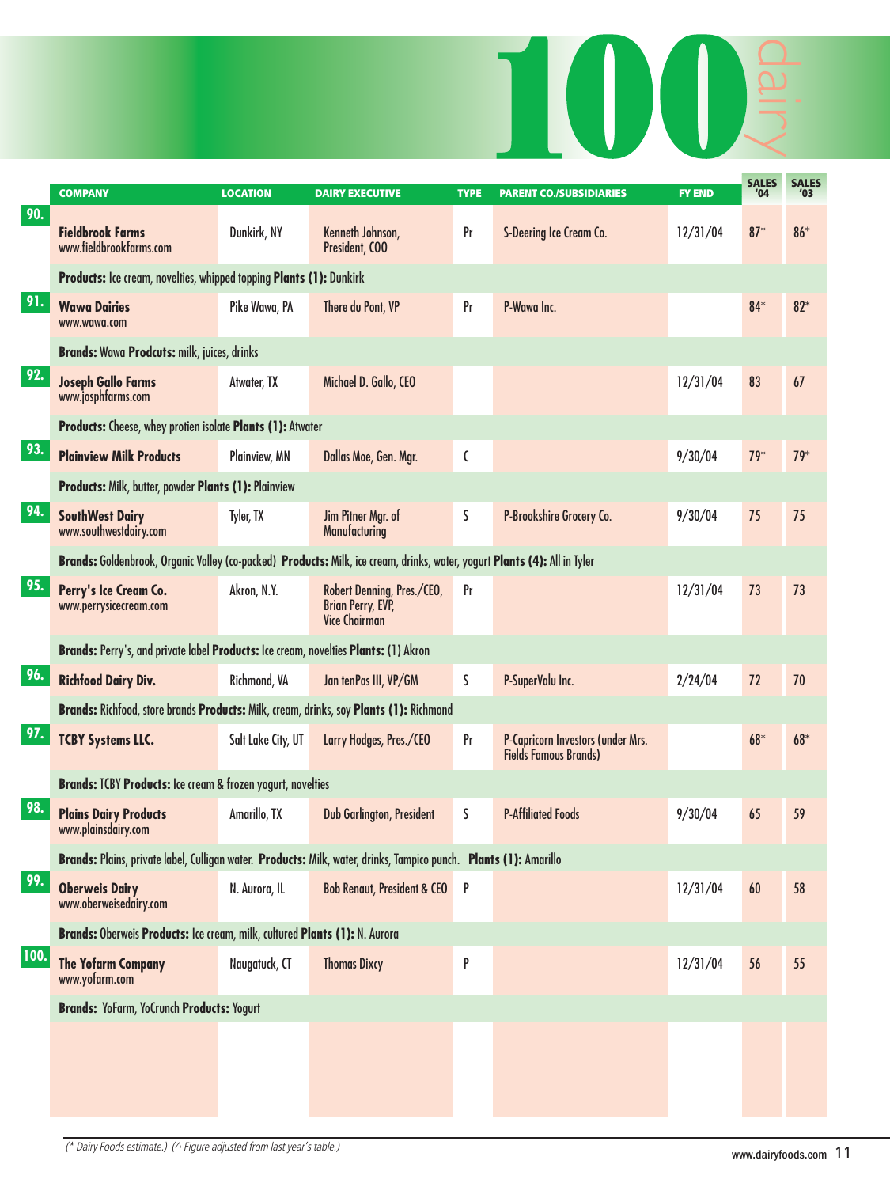# 100 dairy

| | COMPANY | LOCATION | DAIRY EXECUTIVE | TYPE | PARENT CO./SUBSIDIARIES | FY END | SALES '04 | SALES '03 |
|---|---|---|---|---|---|---|---|---|
| 90. | **Fieldbrook Farms** www.fieldbrookfarms.com | Dunkirk, NY | Kenneth Johnson, President, COO | Pr | S-Deering Ice Cream Co. | 12/31/04 | 87* | 86* |
| | **Products:** Ice cream, novelties, whipped topping **Plants (1):** Dunkirk | | | | | | | |
| 91. | **Wawa Dairies** www.wawa.com | Pike Wawa, PA | There du Pont, VP | Pr | P-Wawa Inc. | | 84* | 82* |
| | **Brands:** Wawa **Prodcuts:** milk, juices, drinks | | | | | | | |
| 92. | **Joseph Gallo Farms** www.josphfarms.com | Atwater, TX | Michael D. Gallo, CEO | | | 12/31/04 | 83 | 67 |
| | **Products:** Cheese, whey protien isolate **Plants (1):** Atwater | | | | | | | |
| 93. | **Plainview Milk Products** | Plainview, MN | Dallas Moe, Gen. Mgr. | C | | 9/30/04 | 79* | 79* |
| | **Products:** Milk, butter, powder **Plants (1):** Plainview | | | | | | | |
| 94. | **SouthWest Dairy** www.southwestdairy.com | Tyler, TX | Jim Pitner Mgr. of Manufacturing | S | P-Brookshire Grocery Co. | 9/30/04 | 75 | 75 |
| | **Brands:** Goldenbrook, Organic Valley (co-packed) **Products:** Milk, ice cream, drinks, water, yogurt **Plants (4):** All in Tyler | | | | | | | |
| 95. | **Perry's Ice Cream Co.** www.perrysicecream.com | Akron, N.Y. | Robert Denning, Pres./CEO, Brian Perry, EVP, Vice Chairman | Pr | | 12/31/04 | 73 | 73 |
| | **Brands:** Perry's, and private label **Products:** Ice cream, novelties **Plants:** (1) Akron | | | | | | | |
| 96. | **Richfood Dairy Div.** | Richmond, VA | Jan tenPas III, VP/GM | S | P-SuperValu Inc. | 2/24/04 | 72 | 70 |
| | **Brands:** Richfood, store brands **Products:** Milk, cream, drinks, soy **Plants (1):** Richmond | | | | | | | |
| 97. | **TCBY Systems LLC.** | Salt Lake City, UT | Larry Hodges, Pres./CEO | Pr | P-Capricorn Investors (under Mrs. Fields Famous Brands) | | 68* | 68* |
| | **Brands:** TCBY **Products:** Ice cream & frozen yogurt, novelties | | | | | | | |
| 98. | **Plains Dairy Products** www.plainsdairy.com | Amarillo, TX | Dub Garlington, President | S | P-Affiliated Foods | 9/30/04 | 65 | 59 |
| | **Brands:** Plains, private label, Culligan water. **Products:** Milk, water, drinks, Tampico punch. **Plants (1):** Amarillo | | | | | | | |
| 99. | **Oberweis Dairy** www.oberweisedairy.com | N. Aurora, IL | Bob Renaut, President & CEO | P | | 12/31/04 | 60 | 58 |
| | **Brands:** Oberweis **Products:** Ice cream, milk, cultured **Plants (1):** N. Aurora | | | | | | | |
| 100. | **The Yofarm Company** www.yofarm.com | Naugatuck, CT | Thomas Dixcy | P | | 12/31/04 | 56 | 55 |
| | **Brands:** YoFarm, YoCrunch **Products:** Yogurt | | | | | | | |

*(* Dairy Foods estimate.) (^ Figure adjusted from last year's table.)*